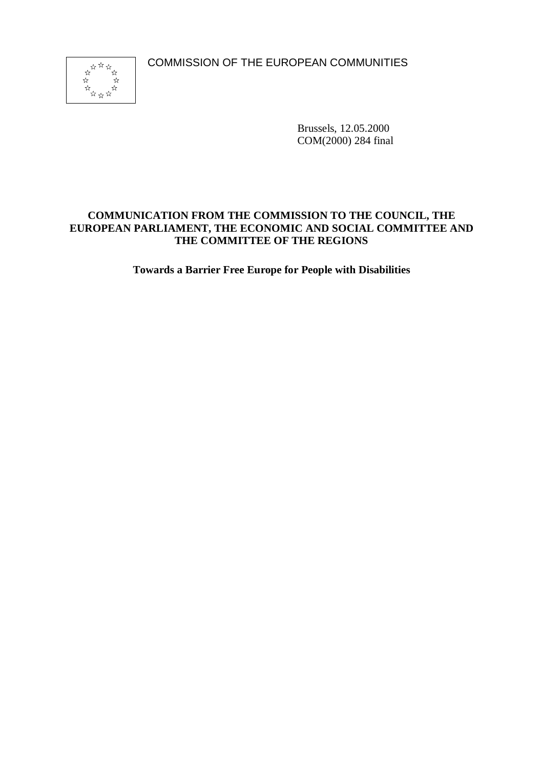COMMISSION OF THE EUROPEAN COMMUNITIES

Brussels, 12.05.2000
COM(2000) 284 final

**COMMUNICATION FROM THE COMMISSION TO THE COUNCIL, THE EUROPEAN PARLIAMENT, THE ECONOMIC AND SOCIAL COMMITTEE AND THE COMMITTEE OF THE REGIONS**

# Towards a Barrier Free Europe for People with Disabilities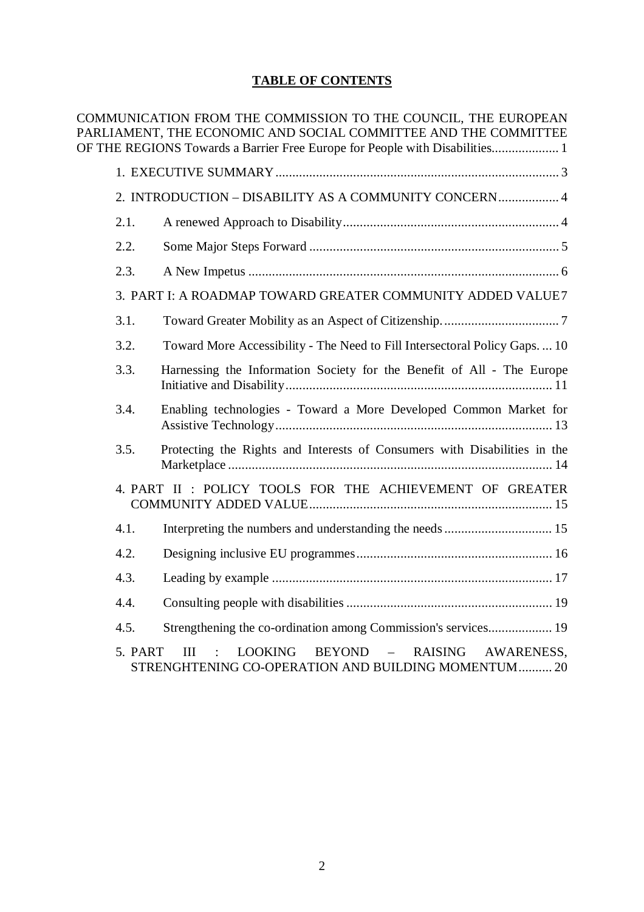**TABLE OF CONTENTS**

COMMUNICATION FROM THE COMMISSION TO THE COUNCIL, THE EUROPEAN PARLIAMENT, THE ECONOMIC AND SOCIAL COMMITTEE AND THE COMMITTEE OF THE REGIONS Towards a Barrier Free Europe for People with Disabilities.................... 1

1. EXECUTIVE SUMMARY .................................................................................... 3

2. INTRODUCTION – DISABILITY AS A COMMUNITY CONCERN.................. 4

2.1. A renewed Approach to Disability................................................................ 4

2.2. Some Major Steps Forward .......................................................................... 5

2.3. A New Impetus ............................................................................................ 6

3. PART I: A ROADMAP TOWARD GREATER COMMUNITY ADDED VALUE 7

3.1. Toward Greater Mobility as an Aspect of Citizenship. .................................. 7

3.2. Toward More Accessibility - The Need to Fill Intersectoral Policy Gaps. ... 10

3.3. Harnessing the Information Society for the Benefit of All - The Europe Initiative and Disability............................................................................... 11

3.4. Enabling technologies - Toward a More Developed Common Market for Assistive Technology.................................................................................. 13

3.5. Protecting the Rights and Interests of Consumers with Disabilities in the Marketplace ................................................................................................ 14

4. PART II : POLICY TOOLS FOR THE ACHIEVEMENT OF GREATER COMMUNITY ADDED VALUE........................................................................ 15

4.1. Interpreting the numbers and understanding the needs ................................ 15

4.2. Designing inclusive EU programmes.......................................................... 16

4.3. Leading by example ................................................................................... 17

4.4. Consulting people with disabilities ............................................................. 19

4.5. Strengthening the co-ordination among Commission's services................... 19

5. PART III : LOOKING BEYOND – RAISING AWARENESS, STRENGHTENING CO-OPERATION AND BUILDING MOMENTUM.......... 20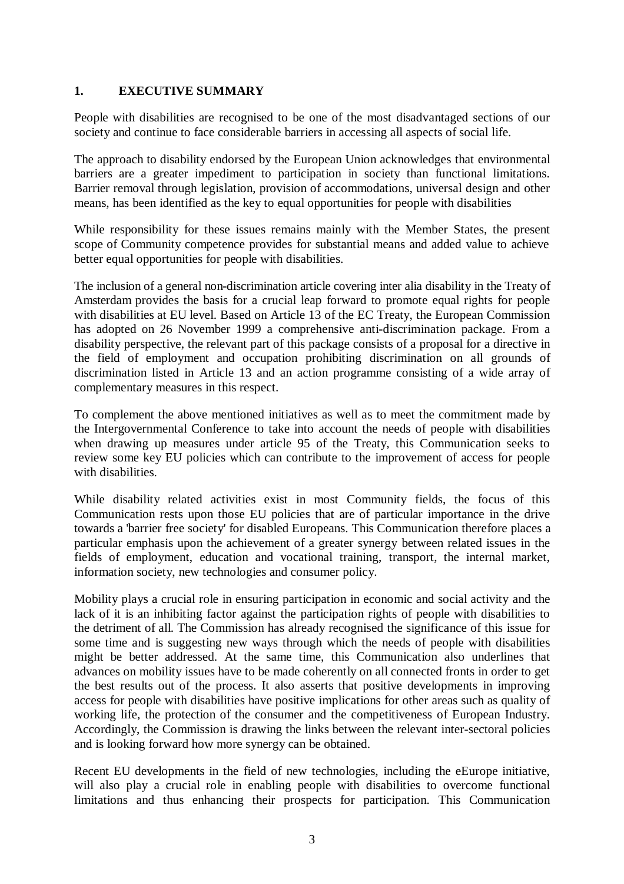# 1. EXECUTIVE SUMMARY

People with disabilities are recognised to be one of the most disadvantaged sections of our society and continue to face considerable barriers in accessing all aspects of social life.

The approach to disability endorsed by the European Union acknowledges that environmental barriers are a greater impediment to participation in society than functional limitations. Barrier removal through legislation, provision of accommodations, universal design and other means, has been identified as the key to equal opportunities for people with disabilities

While responsibility for these issues remains mainly with the Member States, the present scope of Community competence provides for substantial means and added value to achieve better equal opportunities for people with disabilities.

The inclusion of a general non-discrimination article covering inter alia disability in the Treaty of Amsterdam provides the basis for a crucial leap forward to promote equal rights for people with disabilities at EU level. Based on Article 13 of the EC Treaty, the European Commission has adopted on 26 November 1999 a comprehensive anti-discrimination package. From a disability perspective, the relevant part of this package consists of a proposal for a directive in the field of employment and occupation prohibiting discrimination on all grounds of discrimination listed in Article 13 and an action programme consisting of a wide array of complementary measures in this respect.

To complement the above mentioned initiatives as well as to meet the commitment made by the Intergovernmental Conference to take into account the needs of people with disabilities when drawing up measures under article 95 of the Treaty, this Communication seeks to review some key EU policies which can contribute to the improvement of access for people with disabilities.

While disability related activities exist in most Community fields, the focus of this Communication rests upon those EU policies that are of particular importance in the drive towards a 'barrier free society' for disabled Europeans. This Communication therefore places a particular emphasis upon the achievement of a greater synergy between related issues in the fields of employment, education and vocational training, transport, the internal market, information society, new technologies and consumer policy.

Mobility plays a crucial role in ensuring participation in economic and social activity and the lack of it is an inhibiting factor against the participation rights of people with disabilities to the detriment of all. The Commission has already recognised the significance of this issue for some time and is suggesting new ways through which the needs of people with disabilities might be better addressed. At the same time, this Communication also underlines that advances on mobility issues have to be made coherently on all connected fronts in order to get the best results out of the process. It also asserts that positive developments in improving access for people with disabilities have positive implications for other areas such as quality of working life, the protection of the consumer and the competitiveness of European Industry. Accordingly, the Commission is drawing the links between the relevant inter-sectoral policies and is looking forward how more synergy can be obtained.

Recent EU developments in the field of new technologies, including the eEurope initiative, will also play a crucial role in enabling people with disabilities to overcome functional limitations and thus enhancing their prospects for participation. This Communication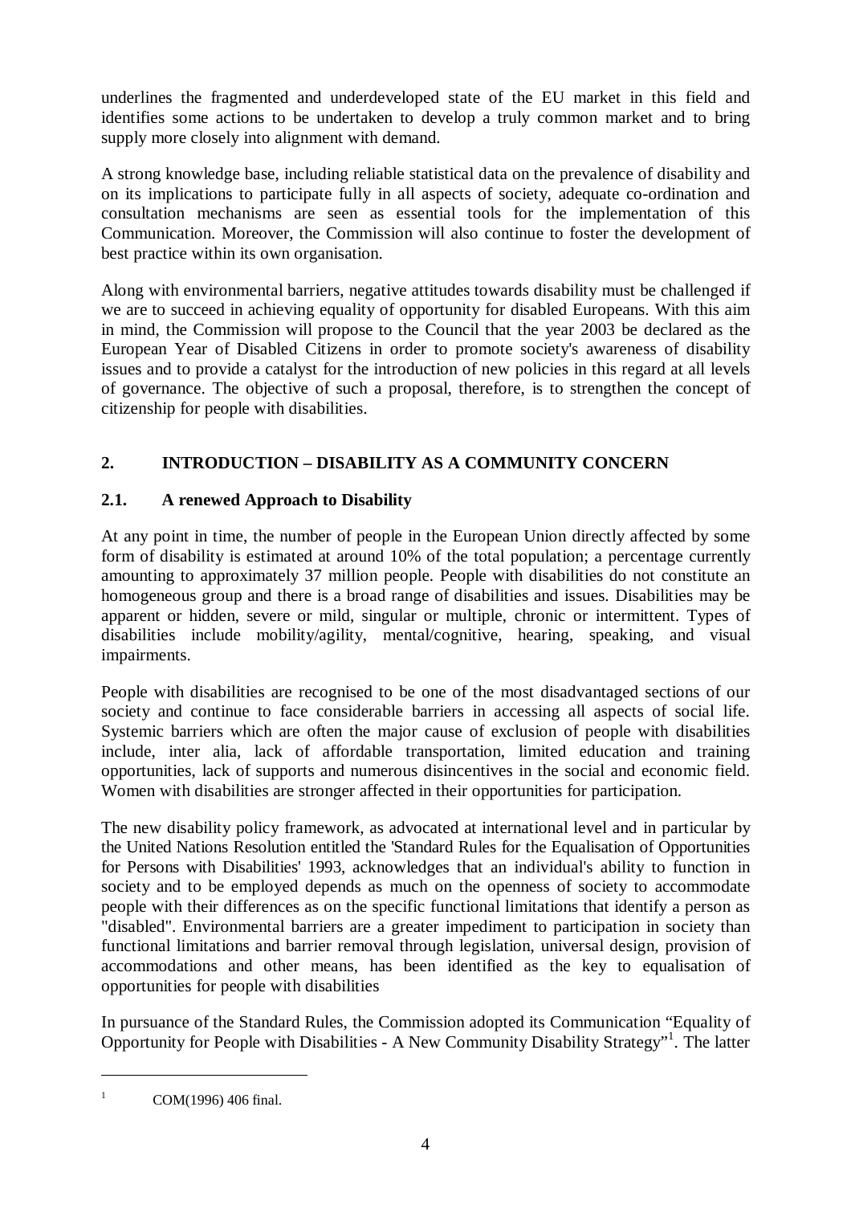underlines the fragmented and underdeveloped state of the EU market in this field and identifies some actions to be undertaken to develop a truly common market and to bring supply more closely into alignment with demand.

A strong knowledge base, including reliable statistical data on the prevalence of disability and on its implications to participate fully in all aspects of society, adequate co-ordination and consultation mechanisms are seen as essential tools for the implementation of this Communication. Moreover, the Commission will also continue to foster the development of best practice within its own organisation.

Along with environmental barriers, negative attitudes towards disability must be challenged if we are to succeed in achieving equality of opportunity for disabled Europeans. With this aim in mind, the Commission will propose to the Council that the year 2003 be declared as the European Year of Disabled Citizens in order to promote society's awareness of disability issues and to provide a catalyst for the introduction of new policies in this regard at all levels of governance. The objective of such a proposal, therefore, is to strengthen the concept of citizenship for people with disabilities.

## 2. INTRODUCTION – DISABILITY AS A COMMUNITY CONCERN

### 2.1. A renewed Approach to Disability

At any point in time, the number of people in the European Union directly affected by some form of disability is estimated at around 10% of the total population; a percentage currently amounting to approximately 37 million people. People with disabilities do not constitute an homogeneous group and there is a broad range of disabilities and issues. Disabilities may be apparent or hidden, severe or mild, singular or multiple, chronic or intermittent. Types of disabilities include mobility/agility, mental/cognitive, hearing, speaking, and visual impairments.

People with disabilities are recognised to be one of the most disadvantaged sections of our society and continue to face considerable barriers in accessing all aspects of social life. Systemic barriers which are often the major cause of exclusion of people with disabilities include, inter alia, lack of affordable transportation, limited education and training opportunities, lack of supports and numerous disincentives in the social and economic field. Women with disabilities are stronger affected in their opportunities for participation.

The new disability policy framework, as advocated at international level and in particular by the United Nations Resolution entitled the 'Standard Rules for the Equalisation of Opportunities for Persons with Disabilities' 1993, acknowledges that an individual's ability to function in society and to be employed depends as much on the openness of society to accommodate people with their differences as on the specific functional limitations that identify a person as "disabled". Environmental barriers are a greater impediment to participation in society than functional limitations and barrier removal through legislation, universal design, provision of accommodations and other means, has been identified as the key to equalisation of opportunities for people with disabilities

In pursuance of the Standard Rules, the Commission adopted its Communication "Equality of Opportunity for People with Disabilities - A New Community Disability Strategy"[1]. The latter

[1] COM(1996) 406 final.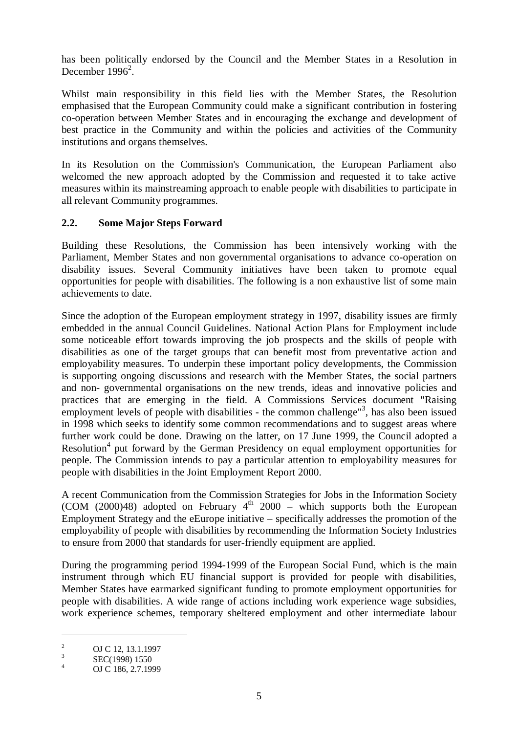has been politically endorsed by the Council and the Member States in a Resolution in December 1996[2].

Whilst main responsibility in this field lies with the Member States, the Resolution emphasised that the European Community could make a significant contribution in fostering co-operation between Member States and in encouraging the exchange and development of best practice in the Community and within the policies and activities of the Community institutions and organs themselves.

In its Resolution on the Commission's Communication, the European Parliament also welcomed the new approach adopted by the Commission and requested it to take active measures within its mainstreaming approach to enable people with disabilities to participate in all relevant Community programmes.

## 2.2. Some Major Steps Forward

Building these Resolutions, the Commission has been intensively working with the Parliament, Member States and non governmental organisations to advance co-operation on disability issues. Several Community initiatives have been taken to promote equal opportunities for people with disabilities. The following is a non exhaustive list of some main achievements to date.

Since the adoption of the European employment strategy in 1997, disability issues are firmly embedded in the annual Council Guidelines. National Action Plans for Employment include some noticeable effort towards improving the job prospects and the skills of people with disabilities as one of the target groups that can benefit most from preventative action and employability measures. To underpin these important policy developments, the Commission is supporting ongoing discussions and research with the Member States, the social partners and non- governmental organisations on the new trends, ideas and innovative policies and practices that are emerging in the field. A Commissions Services document "Raising employment levels of people with disabilities - the common challenge"[3], has also been issued in 1998 which seeks to identify some common recommendations and to suggest areas where further work could be done. Drawing on the latter, on 17 June 1999, the Council adopted a Resolution[4] put forward by the German Presidency on equal employment opportunities for people. The Commission intends to pay a particular attention to employability measures for people with disabilities in the Joint Employment Report 2000.

A recent Communication from the Commission Strategies for Jobs in the Information Society (COM (2000)48) adopted on February 4th 2000 – which supports both the European Employment Strategy and the eEurope initiative – specifically addresses the promotion of the employability of people with disabilities by recommending the Information Society Industries to ensure from 2000 that standards for user-friendly equipment are applied.

During the programming period 1994-1999 of the European Social Fund, which is the main instrument through which EU financial support is provided for people with disabilities, Member States have earmarked significant funding to promote employment opportunities for people with disabilities. A wide range of actions including work experience wage subsidies, work experience schemes, temporary sheltered employment and other intermediate labour

---

[2] OJ C 12, 13.1.1997

[3] SEC(1998) 1550

[4] OJ C 186, 2.7.1999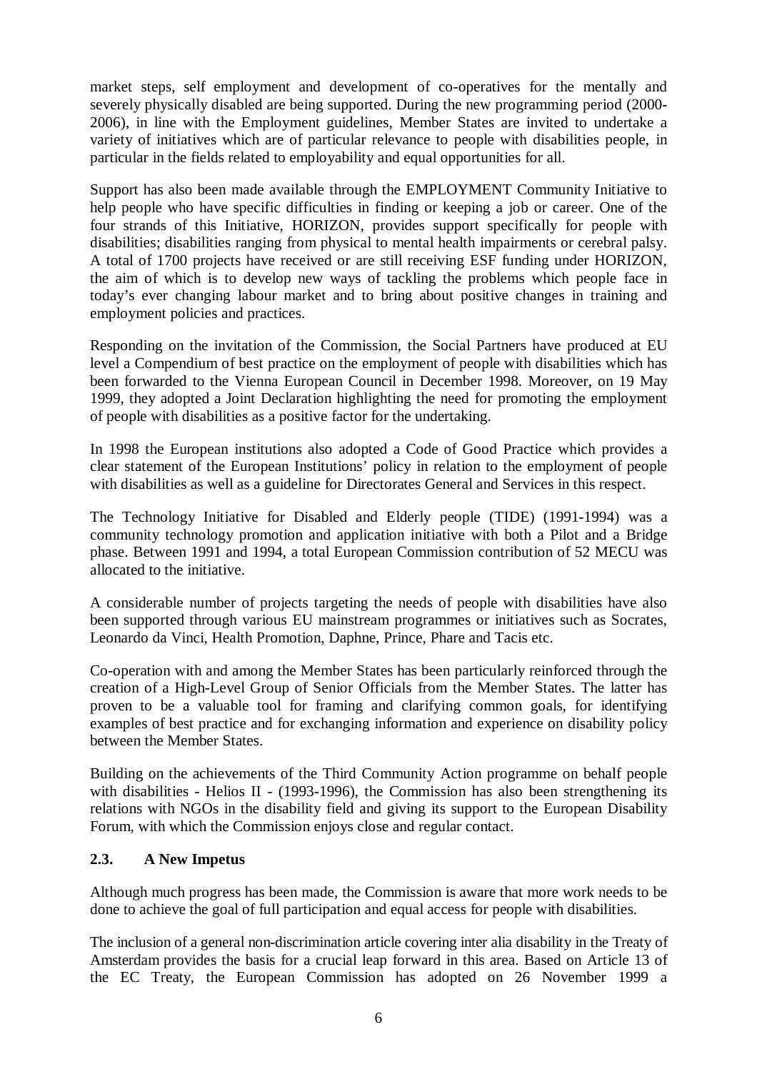market steps, self employment and development of co-operatives for the mentally and severely physically disabled are being supported. During the new programming period (2000-2006), in line with the Employment guidelines, Member States are invited to undertake a variety of initiatives which are of particular relevance to people with disabilities people, in particular in the fields related to employability and equal opportunities for all.

Support has also been made available through the EMPLOYMENT Community Initiative to help people who have specific difficulties in finding or keeping a job or career. One of the four strands of this Initiative, HORIZON, provides support specifically for people with disabilities; disabilities ranging from physical to mental health impairments or cerebral palsy. A total of 1700 projects have received or are still receiving ESF funding under HORIZON, the aim of which is to develop new ways of tackling the problems which people face in today's ever changing labour market and to bring about positive changes in training and employment policies and practices.

Responding on the invitation of the Commission, the Social Partners have produced at EU level a Compendium of best practice on the employment of people with disabilities which has been forwarded to the Vienna European Council in December 1998. Moreover, on 19 May 1999, they adopted a Joint Declaration highlighting the need for promoting the employment of people with disabilities as a positive factor for the undertaking.

In 1998 the European institutions also adopted a Code of Good Practice which provides a clear statement of the European Institutions' policy in relation to the employment of people with disabilities as well as a guideline for Directorates General and Services in this respect.

The Technology Initiative for Disabled and Elderly people (TIDE) (1991-1994) was a community technology promotion and application initiative with both a Pilot and a Bridge phase. Between 1991 and 1994, a total European Commission contribution of 52 MECU was allocated to the initiative.

A considerable number of projects targeting the needs of people with disabilities have also been supported through various EU mainstream programmes or initiatives such as Socrates, Leonardo da Vinci, Health Promotion, Daphne, Prince, Phare and Tacis etc.

Co-operation with and among the Member States has been particularly reinforced through the creation of a High-Level Group of Senior Officials from the Member States. The latter has proven to be a valuable tool for framing and clarifying common goals, for identifying examples of best practice and for exchanging information and experience on disability policy between the Member States.

Building on the achievements of the Third Community Action programme on behalf people with disabilities - Helios II - (1993-1996), the Commission has also been strengthening its relations with NGOs in the disability field and giving its support to the European Disability Forum, with which the Commission enjoys close and regular contact.

### 2.3. A New Impetus

Although much progress has been made, the Commission is aware that more work needs to be done to achieve the goal of full participation and equal access for people with disabilities.

The inclusion of a general non-discrimination article covering inter alia disability in the Treaty of Amsterdam provides the basis for a crucial leap forward in this area. Based on Article 13 of the EC Treaty, the European Commission has adopted on 26 November 1999 a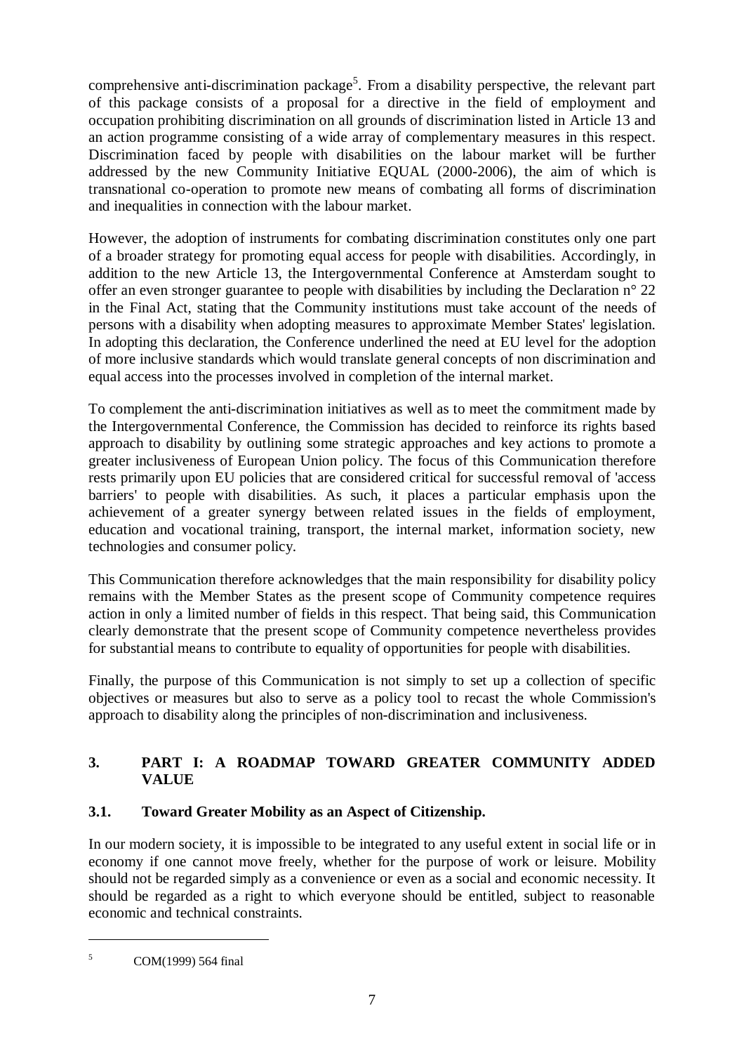comprehensive anti-discrimination package[5]. From a disability perspective, the relevant part of this package consists of a proposal for a directive in the field of employment and occupation prohibiting discrimination on all grounds of discrimination listed in Article 13 and an action programme consisting of a wide array of complementary measures in this respect. Discrimination faced by people with disabilities on the labour market will be further addressed by the new Community Initiative EQUAL (2000-2006), the aim of which is transnational co-operation to promote new means of combating all forms of discrimination and inequalities in connection with the labour market.

However, the adoption of instruments for combating discrimination constitutes only one part of a broader strategy for promoting equal access for people with disabilities. Accordingly, in addition to the new Article 13, the Intergovernmental Conference at Amsterdam sought to offer an even stronger guarantee to people with disabilities by including the Declaration n° 22 in the Final Act, stating that the Community institutions must take account of the needs of persons with a disability when adopting measures to approximate Member States' legislation. In adopting this declaration, the Conference underlined the need at EU level for the adoption of more inclusive standards which would translate general concepts of non discrimination and equal access into the processes involved in completion of the internal market.

To complement the anti-discrimination initiatives as well as to meet the commitment made by the Intergovernmental Conference, the Commission has decided to reinforce its rights based approach to disability by outlining some strategic approaches and key actions to promote a greater inclusiveness of European Union policy. The focus of this Communication therefore rests primarily upon EU policies that are considered critical for successful removal of 'access barriers' to people with disabilities. As such, it places a particular emphasis upon the achievement of a greater synergy between related issues in the fields of employment, education and vocational training, transport, the internal market, information society, new technologies and consumer policy.

This Communication therefore acknowledges that the main responsibility for disability policy remains with the Member States as the present scope of Community competence requires action in only a limited number of fields in this respect. That being said, this Communication clearly demonstrate that the present scope of Community competence nevertheless provides for substantial means to contribute to equality of opportunities for people with disabilities.

Finally, the purpose of this Communication is not simply to set up a collection of specific objectives or measures but also to serve as a policy tool to recast the whole Commission's approach to disability along the principles of non-discrimination and inclusiveness.

## 3. PART I: A ROADMAP TOWARD GREATER COMMUNITY ADDED VALUE

### 3.1. Toward Greater Mobility as an Aspect of Citizenship.

In our modern society, it is impossible to be integrated to any useful extent in social life or in economy if one cannot move freely, whether for the purpose of work or leisure. Mobility should not be regarded simply as a convenience or even as a social and economic necessity. It should be regarded as a right to which everyone should be entitled, subject to reasonable economic and technical constraints.

[5] COM(1999) 564 final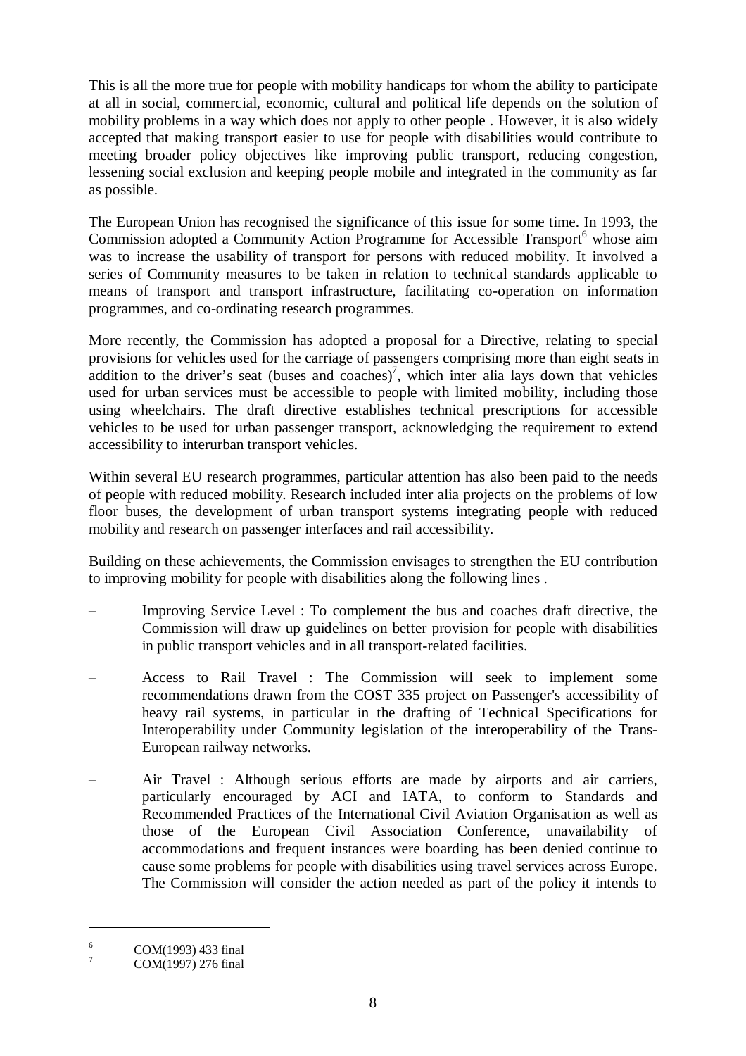This is all the more true for people with mobility handicaps for whom the ability to participate at all in social, commercial, economic, cultural and political life depends on the solution of mobility problems in a way which does not apply to other people . However, it is also widely accepted that making transport easier to use for people with disabilities would contribute to meeting broader policy objectives like improving public transport, reducing congestion, lessening social exclusion and keeping people mobile and integrated in the community as far as possible.

The European Union has recognised the significance of this issue for some time. In 1993, the Commission adopted a Community Action Programme for Accessible Transport[6] whose aim was to increase the usability of transport for persons with reduced mobility. It involved a series of Community measures to be taken in relation to technical standards applicable to means of transport and transport infrastructure, facilitating co-operation on information programmes, and co-ordinating research programmes.

More recently, the Commission has adopted a proposal for a Directive, relating to special provisions for vehicles used for the carriage of passengers comprising more than eight seats in addition to the driver's seat (buses and coaches)[7], which inter alia lays down that vehicles used for urban services must be accessible to people with limited mobility, including those using wheelchairs. The draft directive establishes technical prescriptions for accessible vehicles to be used for urban passenger transport, acknowledging the requirement to extend accessibility to interurban transport vehicles.

Within several EU research programmes, particular attention has also been paid to the needs of people with reduced mobility. Research included inter alia projects on the problems of low floor buses, the development of urban transport systems integrating people with reduced mobility and research on passenger interfaces and rail accessibility.

Building on these achievements, the Commission envisages to strengthen the EU contribution to improving mobility for people with disabilities along the following lines .

– Improving Service Level : To complement the bus and coaches draft directive, the Commission will draw up guidelines on better provision for people with disabilities in public transport vehicles and in all transport-related facilities.

– Access to Rail Travel : The Commission will seek to implement some recommendations drawn from the COST 335 project on Passenger's accessibility of heavy rail systems, in particular in the drafting of Technical Specifications for Interoperability under Community legislation of the interoperability of the Trans-European railway networks.

– Air Travel : Although serious efforts are made by airports and air carriers, particularly encouraged by ACI and IATA, to conform to Standards and Recommended Practices of the International Civil Aviation Organisation as well as those of the European Civil Association Conference, unavailability of accommodations and frequent instances were boarding has been denied continue to cause some problems for people with disabilities using travel services across Europe. The Commission will consider the action needed as part of the policy it intends to

---

[6] COM(1993) 433 final

[7] COM(1997) 276 final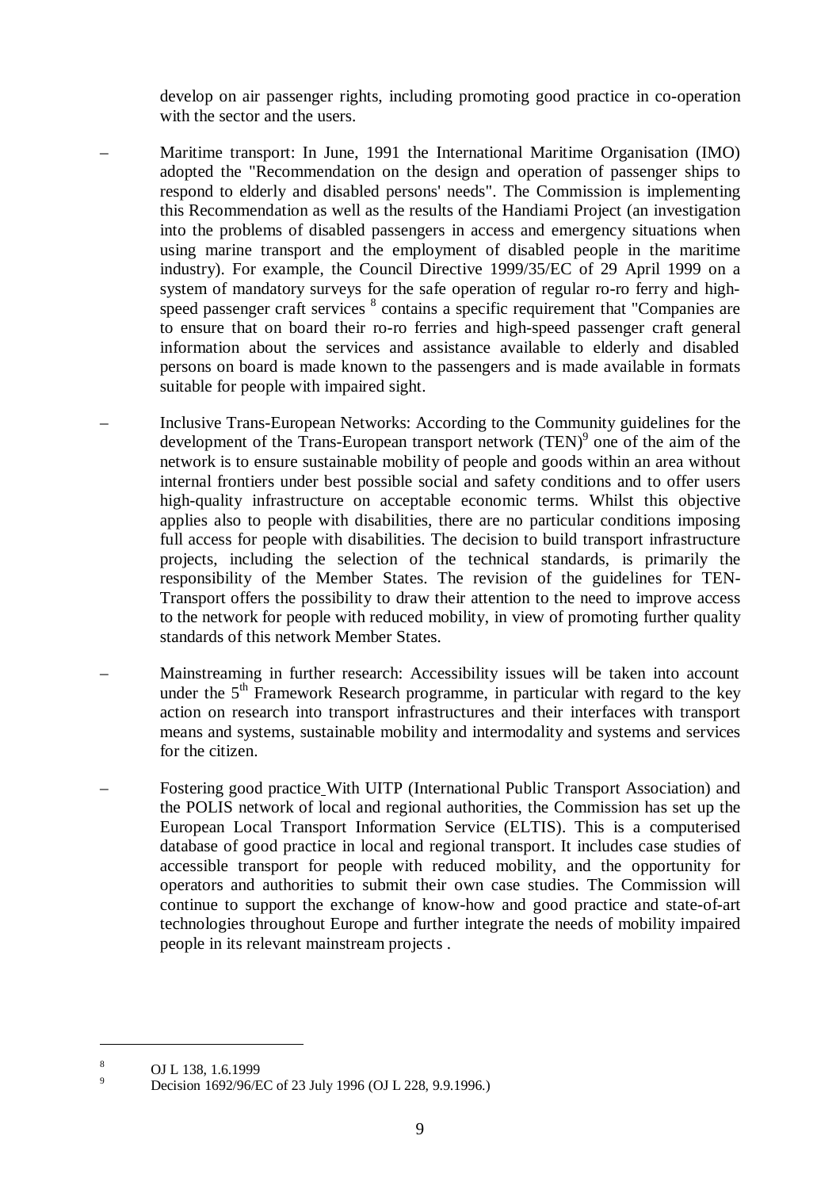develop on air passenger rights, including promoting good practice in co-operation with the sector and the users.

- Maritime transport: In June, 1991 the International Maritime Organisation (IMO) adopted the "Recommendation on the design and operation of passenger ships to respond to elderly and disabled persons' needs". The Commission is implementing this Recommendation as well as the results of the Handiami Project (an investigation into the problems of disabled passengers in access and emergency situations when using marine transport and the employment of disabled people in the maritime industry). For example, the Council Directive 1999/35/EC of 29 April 1999 on a system of mandatory surveys for the safe operation of regular ro-ro ferry and high-speed passenger craft services [8] contains a specific requirement that "Companies are to ensure that on board their ro-ro ferries and high-speed passenger craft general information about the services and assistance available to elderly and disabled persons on board is made known to the passengers and is made available in formats suitable for people with impaired sight.

- Inclusive Trans-European Networks: According to the Community guidelines for the development of the Trans-European transport network (TEN)[9] one of the aim of the network is to ensure sustainable mobility of people and goods within an area without internal frontiers under best possible social and safety conditions and to offer users high-quality infrastructure on acceptable economic terms. Whilst this objective applies also to people with disabilities, there are no particular conditions imposing full access for people with disabilities. The decision to build transport infrastructure projects, including the selection of the technical standards, is primarily the responsibility of the Member States. The revision of the guidelines for TEN-Transport offers the possibility to draw their attention to the need to improve access to the network for people with reduced mobility, in view of promoting further quality standards of this network Member States.

- Mainstreaming in further research: Accessibility issues will be taken into account under the 5th Framework Research programme, in particular with regard to the key action on research into transport infrastructures and their interfaces with transport means and systems, sustainable mobility and intermodality and systems and services for the citizen.

- Fostering good practice With UITP (International Public Transport Association) and the POLIS network of local and regional authorities, the Commission has set up the European Local Transport Information Service (ELTIS). This is a computerised database of good practice in local and regional transport. It includes case studies of accessible transport for people with reduced mobility, and the opportunity for operators and authorities to submit their own case studies. The Commission will continue to support the exchange of know-how and good practice and state-of-art technologies throughout Europe and further integrate the needs of mobility impaired people in its relevant mainstream projects .

---

[8] OJ L 138, 1.6.1999

[9] Decision 1692/96/EC of 23 July 1996 (OJ L 228, 9.9.1996.)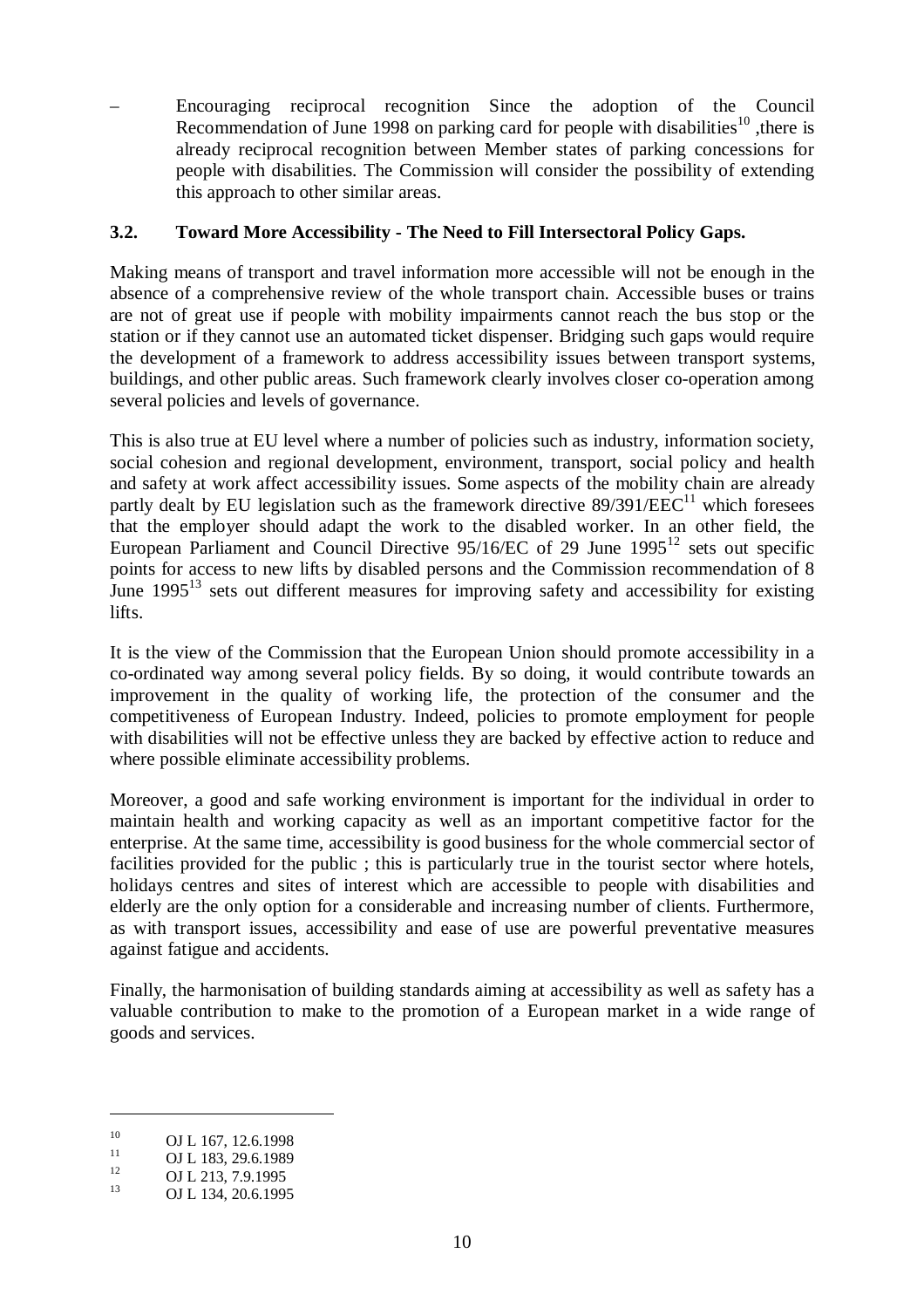– Encouraging reciprocal recognition Since the adoption of the Council Recommendation of June 1998 on parking card for people with disabilities[10] ,there is already reciprocal recognition between Member states of parking concessions for people with disabilities. The Commission will consider the possibility of extending this approach to other similar areas.

### 3.2. Toward More Accessibility - The Need to Fill Intersectoral Policy Gaps.

Making means of transport and travel information more accessible will not be enough in the absence of a comprehensive review of the whole transport chain. Accessible buses or trains are not of great use if people with mobility impairments cannot reach the bus stop or the station or if they cannot use an automated ticket dispenser. Bridging such gaps would require the development of a framework to address accessibility issues between transport systems, buildings, and other public areas. Such framework clearly involves closer co-operation among several policies and levels of governance.

This is also true at EU level where a number of policies such as industry, information society, social cohesion and regional development, environment, transport, social policy and health and safety at work affect accessibility issues. Some aspects of the mobility chain are already partly dealt by EU legislation such as the framework directive 89/391/EEC[11] which foresees that the employer should adapt the work to the disabled worker. In an other field, the European Parliament and Council Directive 95/16/EC of 29 June 1995[12] sets out specific points for access to new lifts by disabled persons and the Commission recommendation of 8 June 1995[13] sets out different measures for improving safety and accessibility for existing lifts.

It is the view of the Commission that the European Union should promote accessibility in a co-ordinated way among several policy fields. By so doing, it would contribute towards an improvement in the quality of working life, the protection of the consumer and the competitiveness of European Industry. Indeed, policies to promote employment for people with disabilities will not be effective unless they are backed by effective action to reduce and where possible eliminate accessibility problems.

Moreover, a good and safe working environment is important for the individual in order to maintain health and working capacity as well as an important competitive factor for the enterprise. At the same time, accessibility is good business for the whole commercial sector of facilities provided for the public ; this is particularly true in the tourist sector where hotels, holidays centres and sites of interest which are accessible to people with disabilities and elderly are the only option for a considerable and increasing number of clients. Furthermore, as with transport issues, accessibility and ease of use are powerful preventative measures against fatigue and accidents.

Finally, the harmonisation of building standards aiming at accessibility as well as safety has a valuable contribution to make to the promotion of a European market in a wide range of goods and services.

---

[10] OJ L 167, 12.6.1998

[11] OJ L 183, 29.6.1989

[12] OJ L 213, 7.9.1995

[13] OJ L 134, 20.6.1995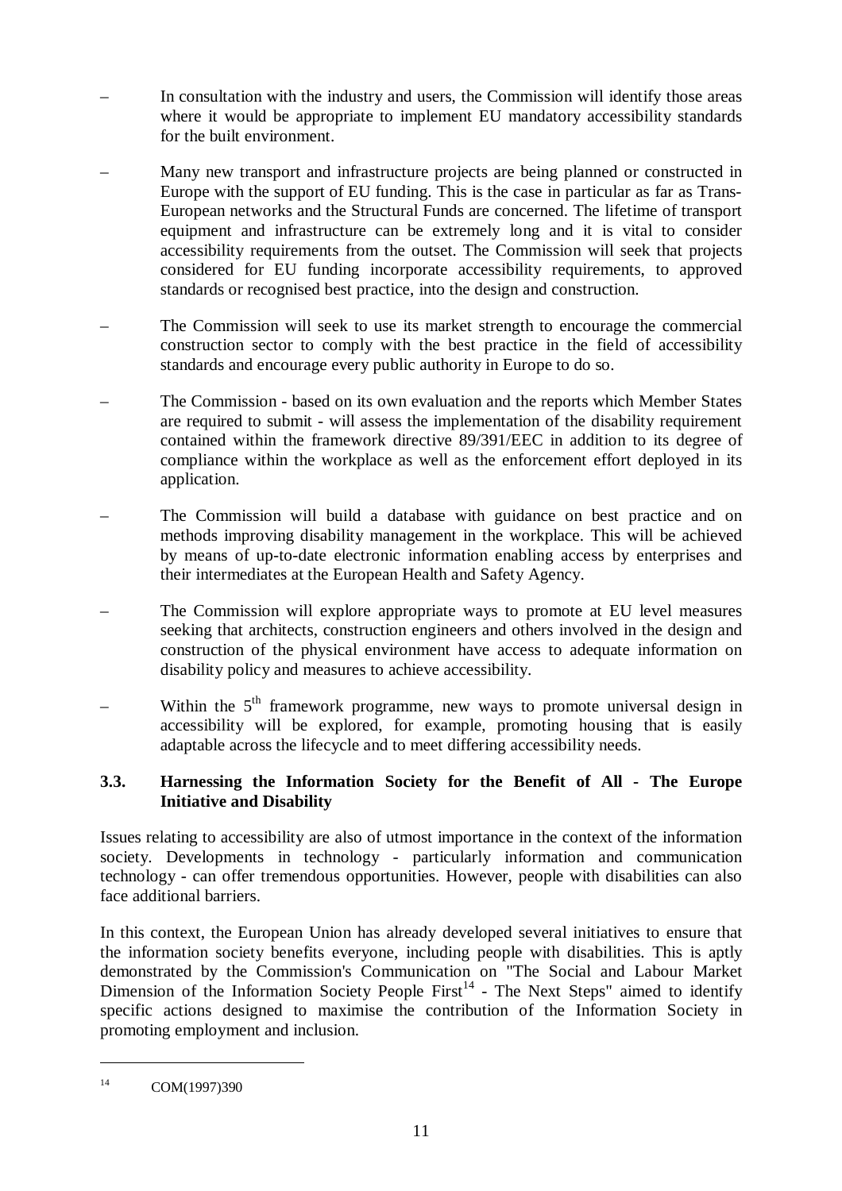- In consultation with the industry and users, the Commission will identify those areas where it would be appropriate to implement EU mandatory accessibility standards for the built environment.
- Many new transport and infrastructure projects are being planned or constructed in Europe with the support of EU funding. This is the case in particular as far as Trans-European networks and the Structural Funds are concerned. The lifetime of transport equipment and infrastructure can be extremely long and it is vital to consider accessibility requirements from the outset. The Commission will seek that projects considered for EU funding incorporate accessibility requirements, to approved standards or recognised best practice, into the design and construction.
- The Commission will seek to use its market strength to encourage the commercial construction sector to comply with the best practice in the field of accessibility standards and encourage every public authority in Europe to do so.
- The Commission - based on its own evaluation and the reports which Member States are required to submit - will assess the implementation of the disability requirement contained within the framework directive 89/391/EEC in addition to its degree of compliance within the workplace as well as the enforcement effort deployed in its application.
- The Commission will build a database with guidance on best practice and on methods improving disability management in the workplace. This will be achieved by means of up-to-date electronic information enabling access by enterprises and their intermediates at the European Health and Safety Agency.
- The Commission will explore appropriate ways to promote at EU level measures seeking that architects, construction engineers and others involved in the design and construction of the physical environment have access to adequate information on disability policy and measures to achieve accessibility.
- Within the 5th framework programme, new ways to promote universal design in accessibility will be explored, for example, promoting housing that is easily adaptable across the lifecycle and to meet differing accessibility needs.

### 3.3. Harnessing the Information Society for the Benefit of All - The Europe Initiative and Disability

Issues relating to accessibility are also of utmost importance in the context of the information society. Developments in technology - particularly information and communication technology - can offer tremendous opportunities. However, people with disabilities can also face additional barriers.

In this context, the European Union has already developed several initiatives to ensure that the information society benefits everyone, including people with disabilities. This is aptly demonstrated by the Commission's Communication on "The Social and Labour Market Dimension of the Information Society People First[14] - The Next Steps" aimed to identify specific actions designed to maximise the contribution of the Information Society in promoting employment and inclusion.

---

[14] COM(1997)390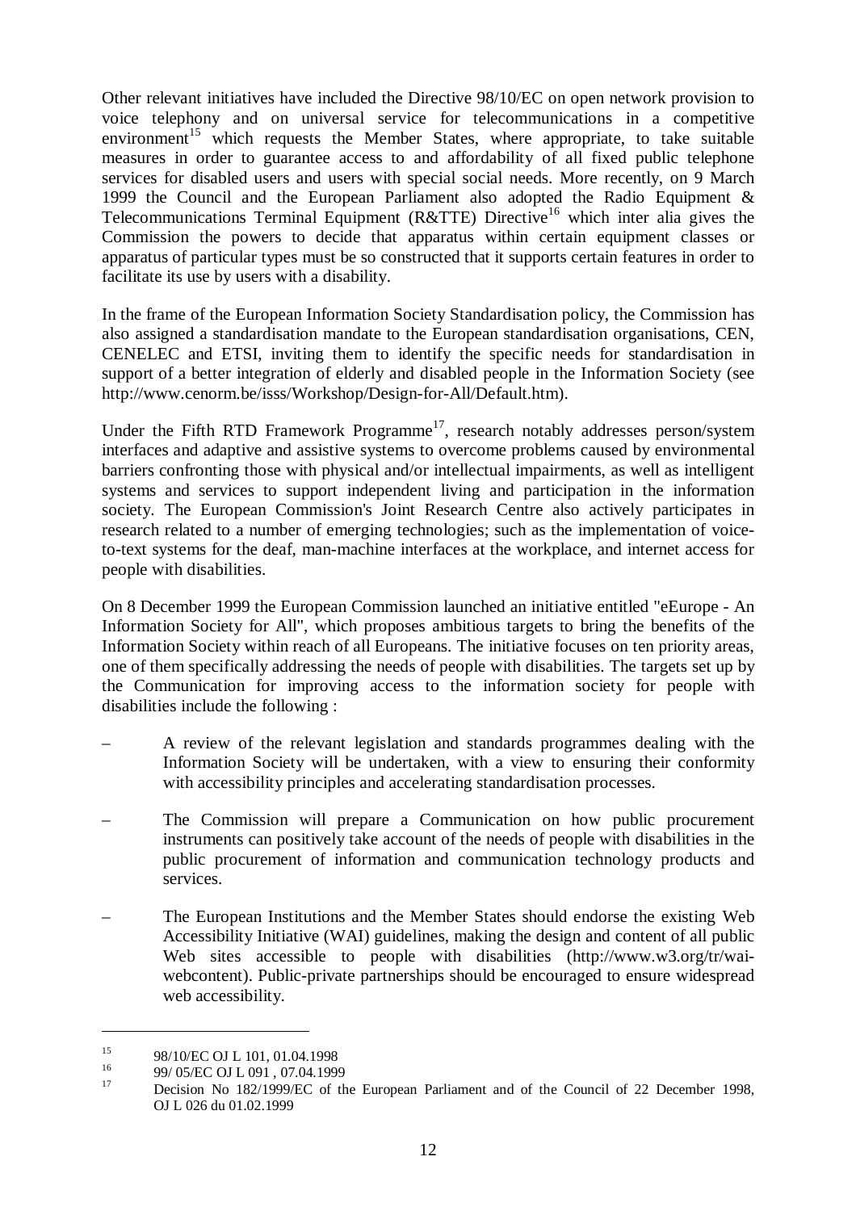Other relevant initiatives have included the Directive 98/10/EC on open network provision to voice telephony and on universal service for telecommunications in a competitive environment[15] which requests the Member States, where appropriate, to take suitable measures in order to guarantee access to and affordability of all fixed public telephone services for disabled users and users with special social needs. More recently, on 9 March 1999 the Council and the European Parliament also adopted the Radio Equipment & Telecommunications Terminal Equipment (R&TTE) Directive[16] which inter alia gives the Commission the powers to decide that apparatus within certain equipment classes or apparatus of particular types must be so constructed that it supports certain features in order to facilitate its use by users with a disability.

In the frame of the European Information Society Standardisation policy, the Commission has also assigned a standardisation mandate to the European standardisation organisations, CEN, CENELEC and ETSI, inviting them to identify the specific needs for standardisation in support of a better integration of elderly and disabled people in the Information Society (see http://www.cenorm.be/isss/Workshop/Design-for-All/Default.htm).

Under the Fifth RTD Framework Programme[17], research notably addresses person/system interfaces and adaptive and assistive systems to overcome problems caused by environmental barriers confronting those with physical and/or intellectual impairments, as well as intelligent systems and services to support independent living and participation in the information society. The European Commission's Joint Research Centre also actively participates in research related to a number of emerging technologies; such as the implementation of voice-to-text systems for the deaf, man-machine interfaces at the workplace, and internet access for people with disabilities.

On 8 December 1999 the European Commission launched an initiative entitled "eEurope - An Information Society for All", which proposes ambitious targets to bring the benefits of the Information Society within reach of all Europeans. The initiative focuses on ten priority areas, one of them specifically addressing the needs of people with disabilities. The targets set up by the Communication for improving access to the information society for people with disabilities include the following :

– A review of the relevant legislation and standards programmes dealing with the Information Society will be undertaken, with a view to ensuring their conformity with accessibility principles and accelerating standardisation processes.

– The Commission will prepare a Communication on how public procurement instruments can positively take account of the needs of people with disabilities in the public procurement of information and communication technology products and services.

– The European Institutions and the Member States should endorse the existing Web Accessibility Initiative (WAI) guidelines, making the design and content of all public Web sites accessible to people with disabilities (http://www.w3.org/tr/wai-webcontent). Public-private partnerships should be encouraged to ensure widespread web accessibility.

---

[15] 98/10/EC OJ L 101, 01.04.1998

[16] 99/ 05/EC OJ L 091 , 07.04.1999

[17] Decision No 182/1999/EC of the European Parliament and of the Council of 22 December 1998, OJ L 026 du 01.02.1999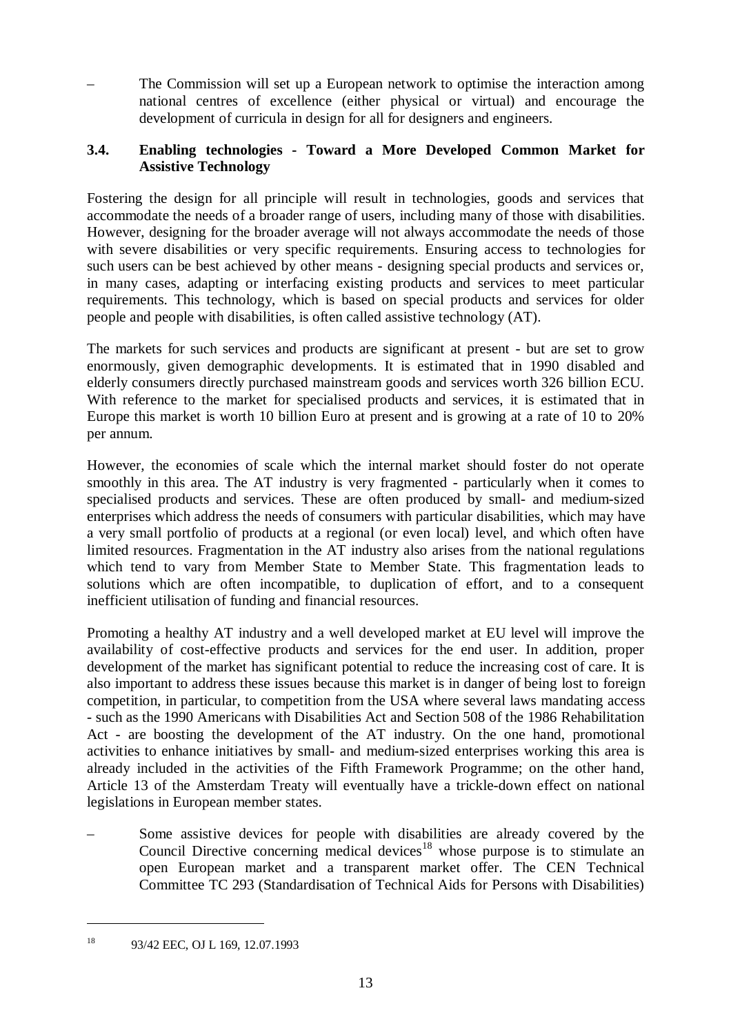– The Commission will set up a European network to optimise the interaction among national centres of excellence (either physical or virtual) and encourage the development of curricula in design for all for designers and engineers.

### 3.4. Enabling technologies - Toward a More Developed Common Market for Assistive Technology

Fostering the design for all principle will result in technologies, goods and services that accommodate the needs of a broader range of users, including many of those with disabilities. However, designing for the broader average will not always accommodate the needs of those with severe disabilities or very specific requirements. Ensuring access to technologies for such users can be best achieved by other means - designing special products and services or, in many cases, adapting or interfacing existing products and services to meet particular requirements. This technology, which is based on special products and services for older people and people with disabilities, is often called assistive technology (AT).

The markets for such services and products are significant at present - but are set to grow enormously, given demographic developments. It is estimated that in 1990 disabled and elderly consumers directly purchased mainstream goods and services worth 326 billion ECU. With reference to the market for specialised products and services, it is estimated that in Europe this market is worth 10 billion Euro at present and is growing at a rate of 10 to 20% per annum.

However, the economies of scale which the internal market should foster do not operate smoothly in this area. The AT industry is very fragmented - particularly when it comes to specialised products and services. These are often produced by small- and medium-sized enterprises which address the needs of consumers with particular disabilities, which may have a very small portfolio of products at a regional (or even local) level, and which often have limited resources. Fragmentation in the AT industry also arises from the national regulations which tend to vary from Member State to Member State. This fragmentation leads to solutions which are often incompatible, to duplication of effort, and to a consequent inefficient utilisation of funding and financial resources.

Promoting a healthy AT industry and a well developed market at EU level will improve the availability of cost-effective products and services for the end user. In addition, proper development of the market has significant potential to reduce the increasing cost of care. It is also important to address these issues because this market is in danger of being lost to foreign competition, in particular, to competition from the USA where several laws mandating access - such as the 1990 Americans with Disabilities Act and Section 508 of the 1986 Rehabilitation Act - are boosting the development of the AT industry. On the one hand, promotional activities to enhance initiatives by small- and medium-sized enterprises working this area is already included in the activities of the Fifth Framework Programme; on the other hand, Article 13 of the Amsterdam Treaty will eventually have a trickle-down effect on national legislations in European member states.

– Some assistive devices for people with disabilities are already covered by the Council Directive concerning medical devices[18] whose purpose is to stimulate an open European market and a transparent market offer. The CEN Technical Committee TC 293 (Standardisation of Technical Aids for Persons with Disabilities)

[18] 93/42 EEC, OJ L 169, 12.07.1993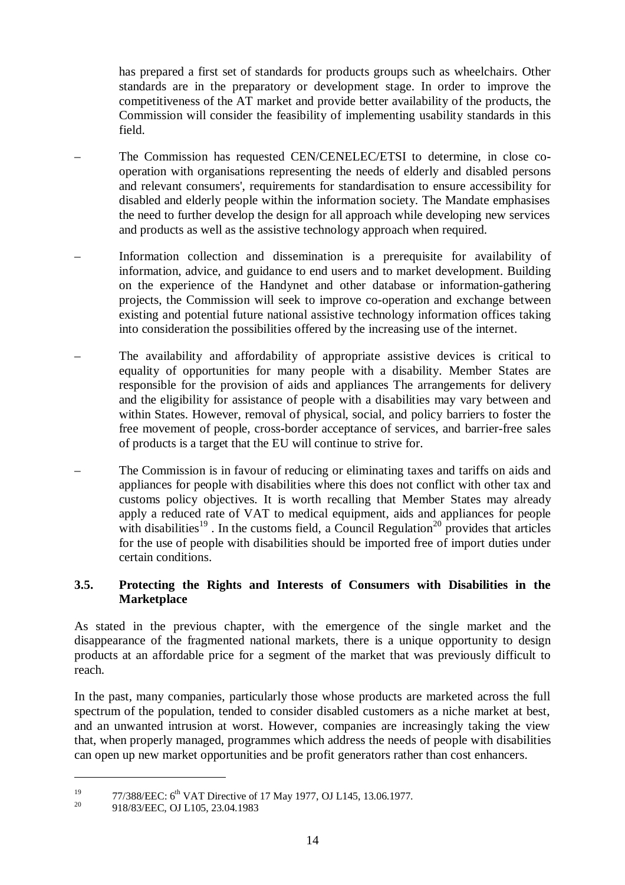has prepared a first set of standards for products groups such as wheelchairs. Other standards are in the preparatory or development stage. In order to improve the competitiveness of the AT market and provide better availability of the products, the Commission will consider the feasibility of implementing usability standards in this field.

– The Commission has requested CEN/CENELEC/ETSI to determine, in close co-operation with organisations representing the needs of elderly and disabled persons and relevant consumers', requirements for standardisation to ensure accessibility for disabled and elderly people within the information society. The Mandate emphasises the need to further develop the design for all approach while developing new services and products as well as the assistive technology approach when required.

– Information collection and dissemination is a prerequisite for availability of information, advice, and guidance to end users and to market development. Building on the experience of the Handynet and other database or information-gathering projects, the Commission will seek to improve co-operation and exchange between existing and potential future national assistive technology information offices taking into consideration the possibilities offered by the increasing use of the internet.

– The availability and affordability of appropriate assistive devices is critical to equality of opportunities for many people with a disability. Member States are responsible for the provision of aids and appliances The arrangements for delivery and the eligibility for assistance of people with a disabilities may vary between and within States. However, removal of physical, social, and policy barriers to foster the free movement of people, cross-border acceptance of services, and barrier-free sales of products is a target that the EU will continue to strive for.

– The Commission is in favour of reducing or eliminating taxes and tariffs on aids and appliances for people with disabilities where this does not conflict with other tax and customs policy objectives. It is worth recalling that Member States may already apply a reduced rate of VAT to medical equipment, aids and appliances for people with disabilities[19] . In the customs field, a Council Regulation[20] provides that articles for the use of people with disabilities should be imported free of import duties under certain conditions.

### 3.5. Protecting the Rights and Interests of Consumers with Disabilities in the Marketplace

As stated in the previous chapter, with the emergence of the single market and the disappearance of the fragmented national markets, there is a unique opportunity to design products at an affordable price for a segment of the market that was previously difficult to reach.

In the past, many companies, particularly those whose products are marketed across the full spectrum of the population, tended to consider disabled customers as a niche market at best, and an unwanted intrusion at worst. However, companies are increasingly taking the view that, when properly managed, programmes which address the needs of people with disabilities can open up new market opportunities and be profit generators rather than cost enhancers.

---

[19] 77/388/EEC: 6th VAT Directive of 17 May 1977, OJ L145, 13.06.1977.

[20] 918/83/EEC, OJ L105, 23.04.1983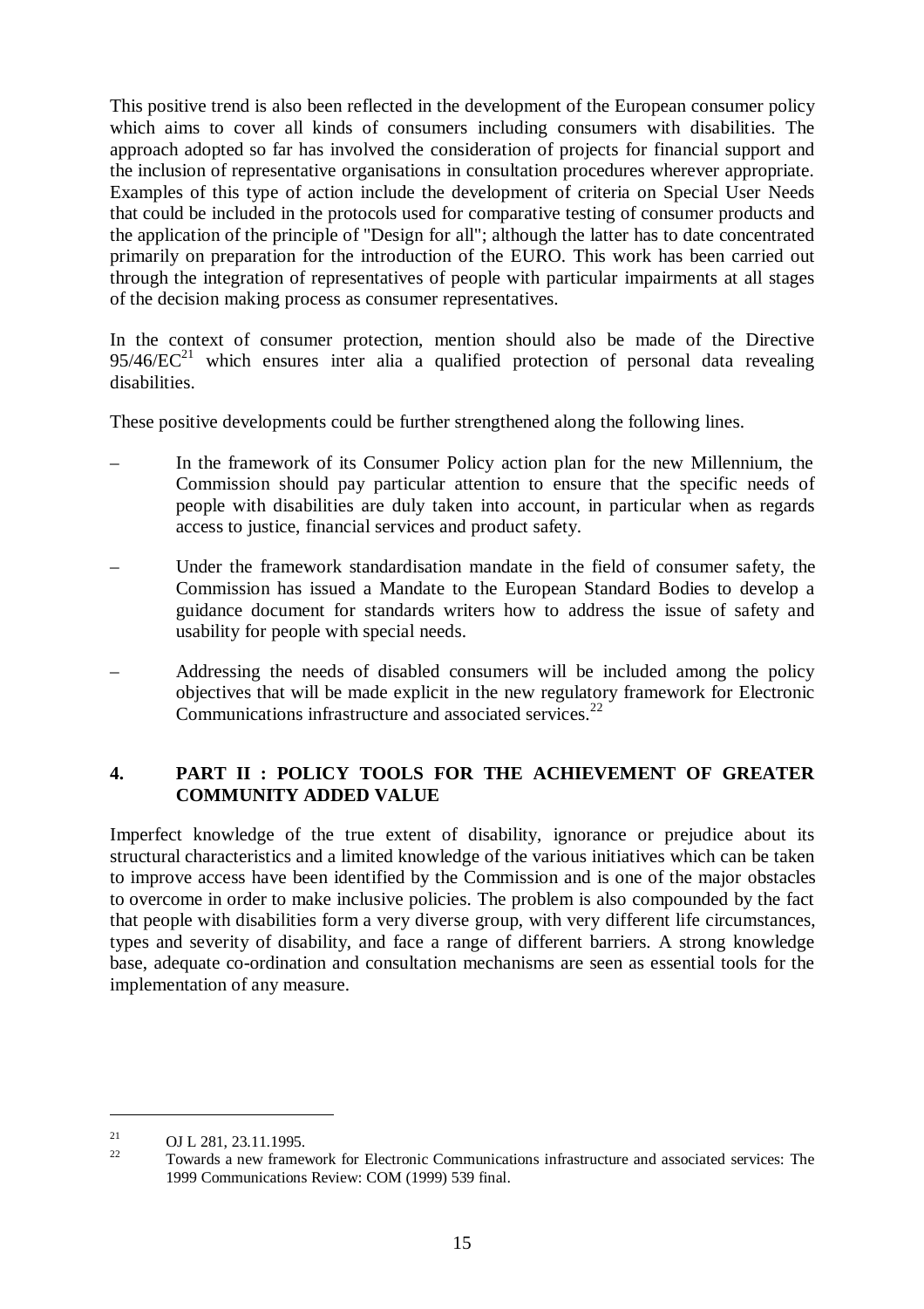This positive trend is also been reflected in the development of the European consumer policy which aims to cover all kinds of consumers including consumers with disabilities. The approach adopted so far has involved the consideration of projects for financial support and the inclusion of representative organisations in consultation procedures wherever appropriate. Examples of this type of action include the development of criteria on Special User Needs that could be included in the protocols used for comparative testing of consumer products and the application of the principle of "Design for all"; although the latter has to date concentrated primarily on preparation for the introduction of the EURO. This work has been carried out through the integration of representatives of people with particular impairments at all stages of the decision making process as consumer representatives.

In the context of consumer protection, mention should also be made of the Directive 95/46/EC[21] which ensures inter alia a qualified protection of personal data revealing disabilities.

These positive developments could be further strengthened along the following lines.

– In the framework of its Consumer Policy action plan for the new Millennium, the Commission should pay particular attention to ensure that the specific needs of people with disabilities are duly taken into account, in particular when as regards access to justice, financial services and product safety.

– Under the framework standardisation mandate in the field of consumer safety, the Commission has issued a Mandate to the European Standard Bodies to develop a guidance document for standards writers how to address the issue of safety and usability for people with special needs.

– Addressing the needs of disabled consumers will be included among the policy objectives that will be made explicit in the new regulatory framework for Electronic Communications infrastructure and associated services.[22]

## 4. PART II : POLICY TOOLS FOR THE ACHIEVEMENT OF GREATER COMMUNITY ADDED VALUE

Imperfect knowledge of the true extent of disability, ignorance or prejudice about its structural characteristics and a limited knowledge of the various initiatives which can be taken to improve access have been identified by the Commission and is one of the major obstacles to overcome in order to make inclusive policies. The problem is also compounded by the fact that people with disabilities form a very diverse group, with very different life circumstances, types and severity of disability, and face a range of different barriers. A strong knowledge base, adequate co-ordination and consultation mechanisms are seen as essential tools for the implementation of any measure.

---

[21] OJ L 281, 23.11.1995.

[22] Towards a new framework for Electronic Communications infrastructure and associated services: The 1999 Communications Review: COM (1999) 539 final.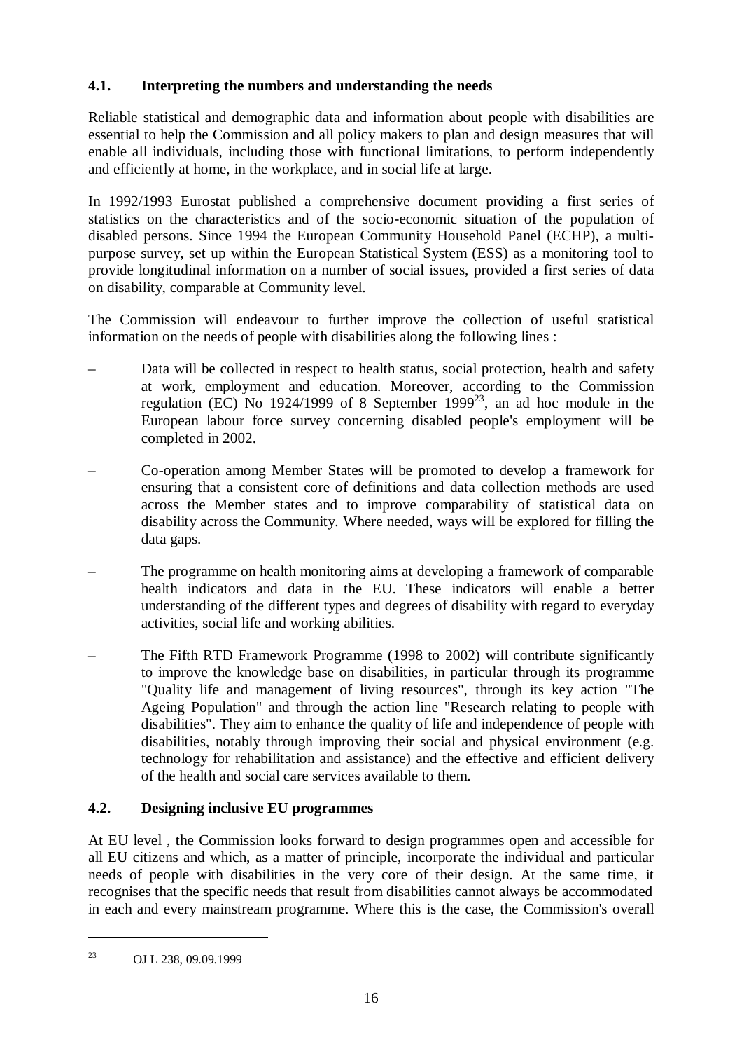### 4.1. Interpreting the numbers and understanding the needs

Reliable statistical and demographic data and information about people with disabilities are essential to help the Commission and all policy makers to plan and design measures that will enable all individuals, including those with functional limitations, to perform independently and efficiently at home, in the workplace, and in social life at large.

In 1992/1993 Eurostat published a comprehensive document providing a first series of statistics on the characteristics and of the socio-economic situation of the population of disabled persons. Since 1994 the European Community Household Panel (ECHP), a multi-purpose survey, set up within the European Statistical System (ESS) as a monitoring tool to provide longitudinal information on a number of social issues, provided a first series of data on disability, comparable at Community level.

The Commission will endeavour to further improve the collection of useful statistical information on the needs of people with disabilities along the following lines :

– Data will be collected in respect to health status, social protection, health and safety at work, employment and education. Moreover, according to the Commission regulation (EC) No 1924/1999 of 8 September 1999[23], an ad hoc module in the European labour force survey concerning disabled people's employment will be completed in 2002.

– Co-operation among Member States will be promoted to develop a framework for ensuring that a consistent core of definitions and data collection methods are used across the Member states and to improve comparability of statistical data on disability across the Community. Where needed, ways will be explored for filling the data gaps.

– The programme on health monitoring aims at developing a framework of comparable health indicators and data in the EU. These indicators will enable a better understanding of the different types and degrees of disability with regard to everyday activities, social life and working abilities.

– The Fifth RTD Framework Programme (1998 to 2002) will contribute significantly to improve the knowledge base on disabilities, in particular through its programme "Quality life and management of living resources", through its key action "The Ageing Population" and through the action line "Research relating to people with disabilities". They aim to enhance the quality of life and independence of people with disabilities, notably through improving their social and physical environment (e.g. technology for rehabilitation and assistance) and the effective and efficient delivery of the health and social care services available to them.

### 4.2. Designing inclusive EU programmes

At EU level , the Commission looks forward to design programmes open and accessible for all EU citizens and which, as a matter of principle, incorporate the individual and particular needs of people with disabilities in the very core of their design. At the same time, it recognises that the specific needs that result from disabilities cannot always be accommodated in each and every mainstream programme. Where this is the case, the Commission's overall

[23] OJ L 238, 09.09.1999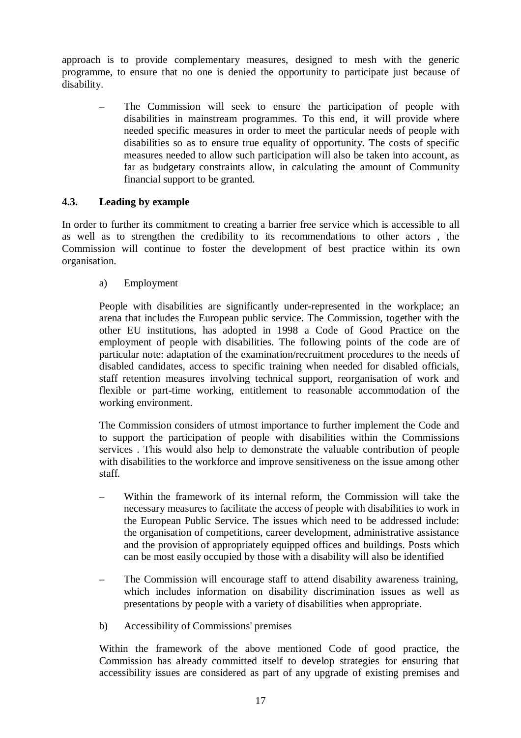approach is to provide complementary measures, designed to mesh with the generic programme, to ensure that no one is denied the opportunity to participate just because of disability.

– The Commission will seek to ensure the participation of people with disabilities in mainstream programmes. To this end, it will provide where needed specific measures in order to meet the particular needs of people with disabilities so as to ensure true equality of opportunity. The costs of specific measures needed to allow such participation will also be taken into account, as far as budgetary constraints allow, in calculating the amount of Community financial support to be granted.

### 4.3. Leading by example

In order to further its commitment to creating a barrier free service which is accessible to all as well as to strengthen the credibility to its recommendations to other actors , the Commission will continue to foster the development of best practice within its own organisation.

a) Employment

People with disabilities are significantly under-represented in the workplace; an arena that includes the European public service. The Commission, together with the other EU institutions, has adopted in 1998 a Code of Good Practice on the employment of people with disabilities. The following points of the code are of particular note: adaptation of the examination/recruitment procedures to the needs of disabled candidates, access to specific training when needed for disabled officials, staff retention measures involving technical support, reorganisation of work and flexible or part-time working, entitlement to reasonable accommodation of the working environment.

The Commission considers of utmost importance to further implement the Code and to support the participation of people with disabilities within the Commissions services . This would also help to demonstrate the valuable contribution of people with disabilities to the workforce and improve sensitiveness on the issue among other staff.

– Within the framework of its internal reform, the Commission will take the necessary measures to facilitate the access of people with disabilities to work in the European Public Service. The issues which need to be addressed include: the organisation of competitions, career development, administrative assistance and the provision of appropriately equipped offices and buildings. Posts which can be most easily occupied by those with a disability will also be identified

– The Commission will encourage staff to attend disability awareness training, which includes information on disability discrimination issues as well as presentations by people with a variety of disabilities when appropriate.

b) Accessibility of Commissions' premises

Within the framework of the above mentioned Code of good practice, the Commission has already committed itself to develop strategies for ensuring that accessibility issues are considered as part of any upgrade of existing premises and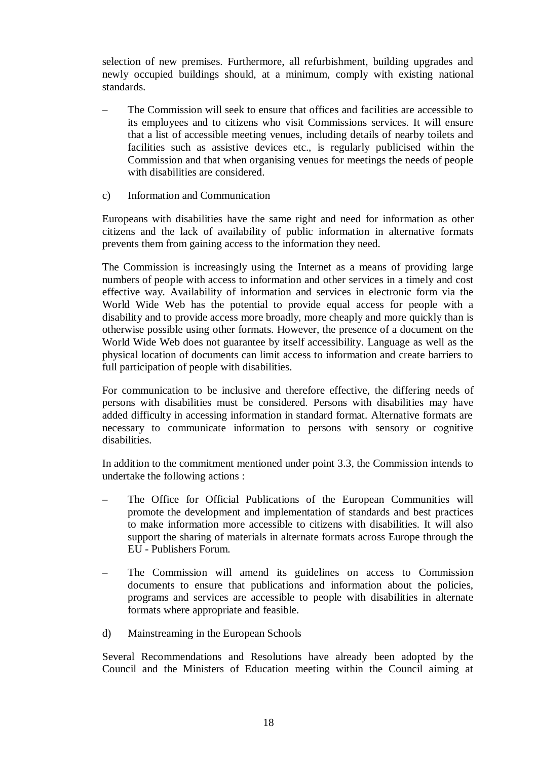selection of new premises. Furthermore, all refurbishment, building upgrades and newly occupied buildings should, at a minimum, comply with existing national standards.

– The Commission will seek to ensure that offices and facilities are accessible to its employees and to citizens who visit Commissions services. It will ensure that a list of accessible meeting venues, including details of nearby toilets and facilities such as assistive devices etc., is regularly publicised within the Commission and that when organising venues for meetings the needs of people with disabilities are considered.

c) Information and Communication

Europeans with disabilities have the same right and need for information as other citizens and the lack of availability of public information in alternative formats prevents them from gaining access to the information they need.

The Commission is increasingly using the Internet as a means of providing large numbers of people with access to information and other services in a timely and cost effective way. Availability of information and services in electronic form via the World Wide Web has the potential to provide equal access for people with a disability and to provide access more broadly, more cheaply and more quickly than is otherwise possible using other formats. However, the presence of a document on the World Wide Web does not guarantee by itself accessibility. Language as well as the physical location of documents can limit access to information and create barriers to full participation of people with disabilities.

For communication to be inclusive and therefore effective, the differing needs of persons with disabilities must be considered. Persons with disabilities may have added difficulty in accessing information in standard format. Alternative formats are necessary to communicate information to persons with sensory or cognitive disabilities.

In addition to the commitment mentioned under point 3.3, the Commission intends to undertake the following actions :

– The Office for Official Publications of the European Communities will promote the development and implementation of standards and best practices to make information more accessible to citizens with disabilities. It will also support the sharing of materials in alternate formats across Europe through the EU - Publishers Forum.

– The Commission will amend its guidelines on access to Commission documents to ensure that publications and information about the policies, programs and services are accessible to people with disabilities in alternate formats where appropriate and feasible.

d) Mainstreaming in the European Schools

Several Recommendations and Resolutions have already been adopted by the Council and the Ministers of Education meeting within the Council aiming at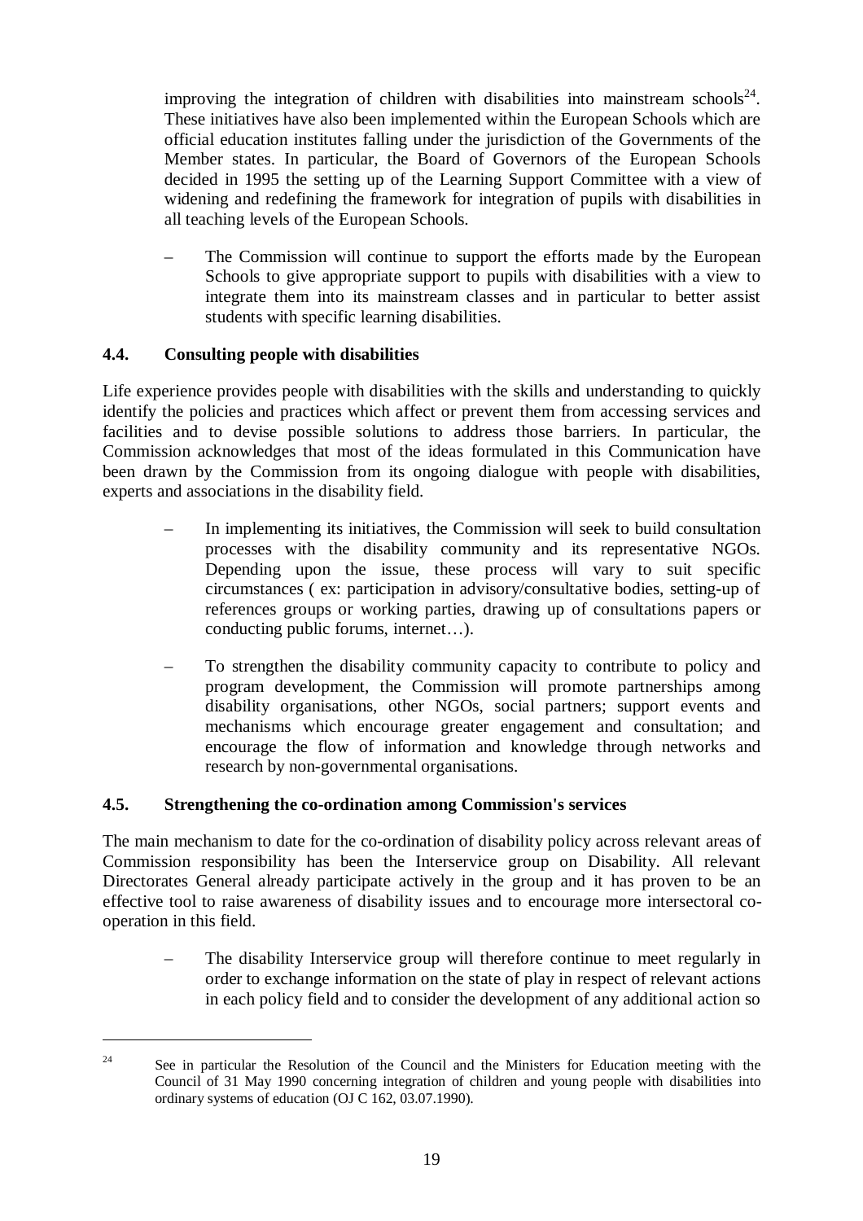improving the integration of children with disabilities into mainstream schools[24]. These initiatives have also been implemented within the European Schools which are official education institutes falling under the jurisdiction of the Governments of the Member states. In particular, the Board of Governors of the European Schools decided in 1995 the setting up of the Learning Support Committee with a view of widening and redefining the framework for integration of pupils with disabilities in all teaching levels of the European Schools.

– The Commission will continue to support the efforts made by the European Schools to give appropriate support to pupils with disabilities with a view to integrate them into its mainstream classes and in particular to better assist students with specific learning disabilities.

### 4.4. Consulting people with disabilities

Life experience provides people with disabilities with the skills and understanding to quickly identify the policies and practices which affect or prevent them from accessing services and facilities and to devise possible solutions to address those barriers. In particular, the Commission acknowledges that most of the ideas formulated in this Communication have been drawn by the Commission from its ongoing dialogue with people with disabilities, experts and associations in the disability field.

– In implementing its initiatives, the Commission will seek to build consultation processes with the disability community and its representative NGOs. Depending upon the issue, these process will vary to suit specific circumstances ( ex: participation in advisory/consultative bodies, setting-up of references groups or working parties, drawing up of consultations papers or conducting public forums, internet…).

– To strengthen the disability community capacity to contribute to policy and program development, the Commission will promote partnerships among disability organisations, other NGOs, social partners; support events and mechanisms which encourage greater engagement and consultation; and encourage the flow of information and knowledge through networks and research by non-governmental organisations.

### 4.5. Strengthening the co-ordination among Commission's services

The main mechanism to date for the co-ordination of disability policy across relevant areas of Commission responsibility has been the Interservice group on Disability. All relevant Directorates General already participate actively in the group and it has proven to be an effective tool to raise awareness of disability issues and to encourage more intersectoral co-operation in this field.

– The disability Interservice group will therefore continue to meet regularly in order to exchange information on the state of play in respect of relevant actions in each policy field and to consider the development of any additional action so

---

[24] See in particular the Resolution of the Council and the Ministers for Education meeting with the Council of 31 May 1990 concerning integration of children and young people with disabilities into ordinary systems of education (OJ C 162, 03.07.1990).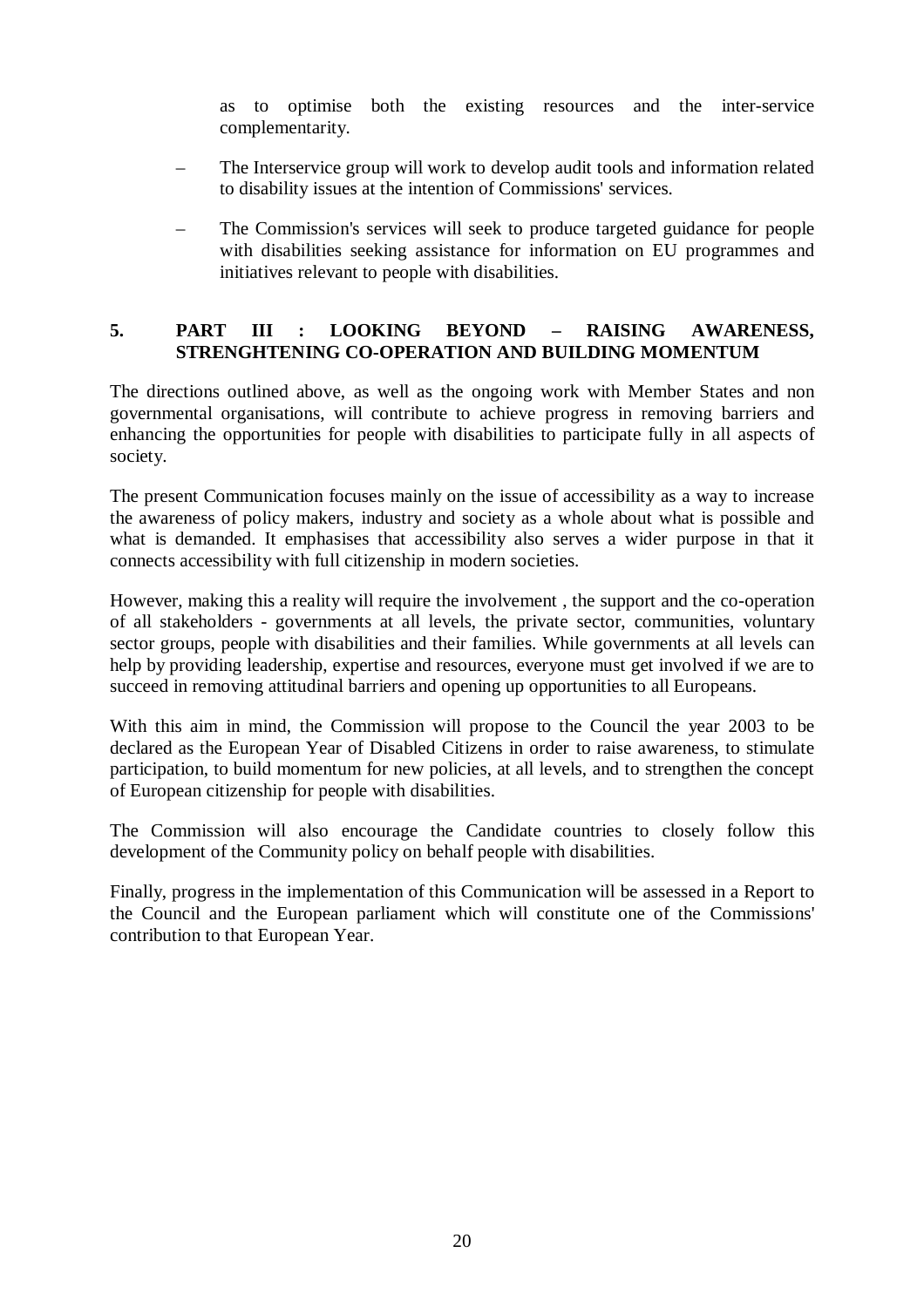as to optimise both the existing resources and the inter-service complementarity.

– The Interservice group will work to develop audit tools and information related to disability issues at the intention of Commissions' services.

– The Commission's services will seek to produce targeted guidance for people with disabilities seeking assistance for information on EU programmes and initiatives relevant to people with disabilities.

## 5. PART III : LOOKING BEYOND – RAISING AWARENESS, STRENGHTENING CO-OPERATION AND BUILDING MOMENTUM

The directions outlined above, as well as the ongoing work with Member States and non governmental organisations, will contribute to achieve progress in removing barriers and enhancing the opportunities for people with disabilities to participate fully in all aspects of society.

The present Communication focuses mainly on the issue of accessibility as a way to increase the awareness of policy makers, industry and society as a whole about what is possible and what is demanded. It emphasises that accessibility also serves a wider purpose in that it connects accessibility with full citizenship in modern societies.

However, making this a reality will require the involvement , the support and the co-operation of all stakeholders - governments at all levels, the private sector, communities, voluntary sector groups, people with disabilities and their families. While governments at all levels can help by providing leadership, expertise and resources, everyone must get involved if we are to succeed in removing attitudinal barriers and opening up opportunities to all Europeans.

With this aim in mind, the Commission will propose to the Council the year 2003 to be declared as the European Year of Disabled Citizens in order to raise awareness, to stimulate participation, to build momentum for new policies, at all levels, and to strengthen the concept of European citizenship for people with disabilities.

The Commission will also encourage the Candidate countries to closely follow this development of the Community policy on behalf people with disabilities.

Finally, progress in the implementation of this Communication will be assessed in a Report to the Council and the European parliament which will constitute one of the Commissions' contribution to that European Year.